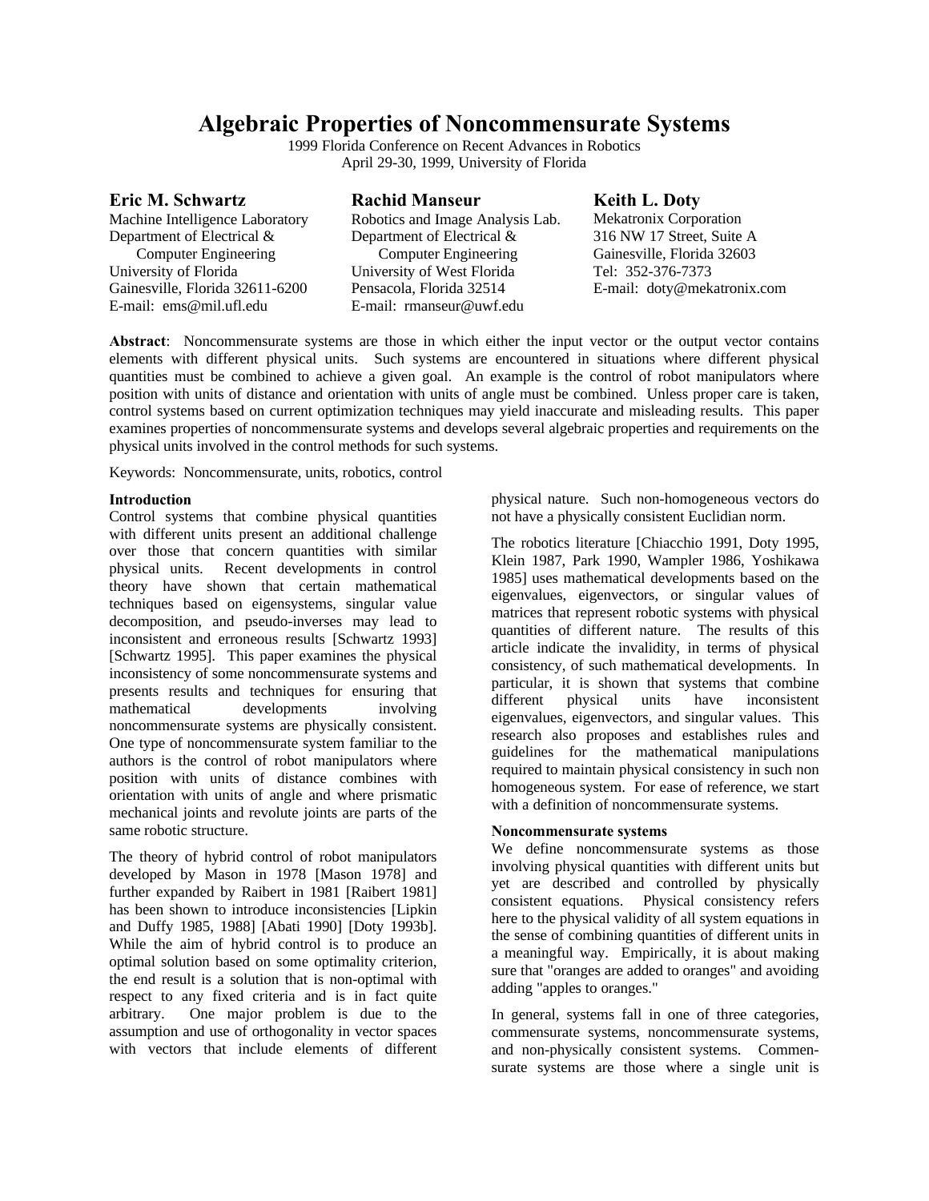# Algebraic Properties of Noncommensurate Systems

1999 Florida Conference on Recent Advances in Robotics
April 29-30, 1999, University of Florida

**Eric M. Schwartz**
Machine Intelligence Laboratory
Department of Electrical & Computer Engineering
University of Florida
Gainesville, Florida 32611-6200
E-mail: ems@mil.ufl.edu

**Rachid Manseur**
Robotics and Image Analysis Lab.
Department of Electrical & Computer Engineering
University of West Florida
Pensacola, Florida 32514
E-mail: rmanseur@uwf.edu

**Keith L. Doty**
Mekatronix Corporation
316 NW 17 Street, Suite A
Gainesville, Florida 32603
Tel: 352-376-7373
E-mail: doty@mekatronix.com

**Abstract**: Noncommensurate systems are those in which either the input vector or the output vector contains elements with different physical units. Such systems are encountered in situations where different physical quantities must be combined to achieve a given goal. An example is the control of robot manipulators where position with units of distance and orientation with units of angle must be combined. Unless proper care is taken, control systems based on current optimization techniques may yield inaccurate and misleading results. This paper examines properties of noncommensurate systems and develops several algebraic properties and requirements on the physical units involved in the control methods for such systems.

Keywords: Noncommensurate, units, robotics, control

### Introduction

Control systems that combine physical quantities with different units present an additional challenge over those that concern quantities with similar physical units. Recent developments in control theory have shown that certain mathematical techniques based on eigensystems, singular value decomposition, and pseudo-inverses may lead to inconsistent and erroneous results [Schwartz 1993] [Schwartz 1995]. This paper examines the physical inconsistency of some noncommensurate systems and presents results and techniques for ensuring that mathematical developments involving noncommensurate systems are physically consistent. One type of noncommensurate system familiar to the authors is the control of robot manipulators where position with units of distance combines with orientation with units of angle and where prismatic mechanical joints and revolute joints are parts of the same robotic structure.

The theory of hybrid control of robot manipulators developed by Mason in 1978 [Mason 1978] and further expanded by Raibert in 1981 [Raibert 1981] has been shown to introduce inconsistencies [Lipkin and Duffy 1985, 1988] [Abati 1990] [Doty 1993b]. While the aim of hybrid control is to produce an optimal solution based on some optimality criterion, the end result is a solution that is non-optimal with respect to any fixed criteria and is in fact quite arbitrary. One major problem is due to the assumption and use of orthogonality in vector spaces with vectors that include elements of different physical nature. Such non-homogeneous vectors do not have a physically consistent Euclidian norm.

The robotics literature [Chiacchio 1991, Doty 1995, Klein 1987, Park 1990, Wampler 1986, Yoshikawa 1985] uses mathematical developments based on the eigenvalues, eigenvectors, or singular values of matrices that represent robotic systems with physical quantities of different nature. The results of this article indicate the invalidity, in terms of physical consistency, of such mathematical developments. In particular, it is shown that systems that combine different physical units have inconsistent eigenvalues, eigenvectors, and singular values. This research also proposes and establishes rules and guidelines for the mathematical manipulations required to maintain physical consistency in such non homogeneous system. For ease of reference, we start with a definition of noncommensurate systems.

### Noncommensurate systems

We define noncommensurate systems as those involving physical quantities with different units but yet are described and controlled by physically consistent equations. Physical consistency refers here to the physical validity of all system equations in the sense of combining quantities of different units in a meaningful way. Empirically, it is about making sure that "oranges are added to oranges" and avoiding adding "apples to oranges."

In general, systems fall in one of three categories, commensurate systems, noncommensurate systems, and non-physically consistent systems. Commensurate systems are those where a single unit is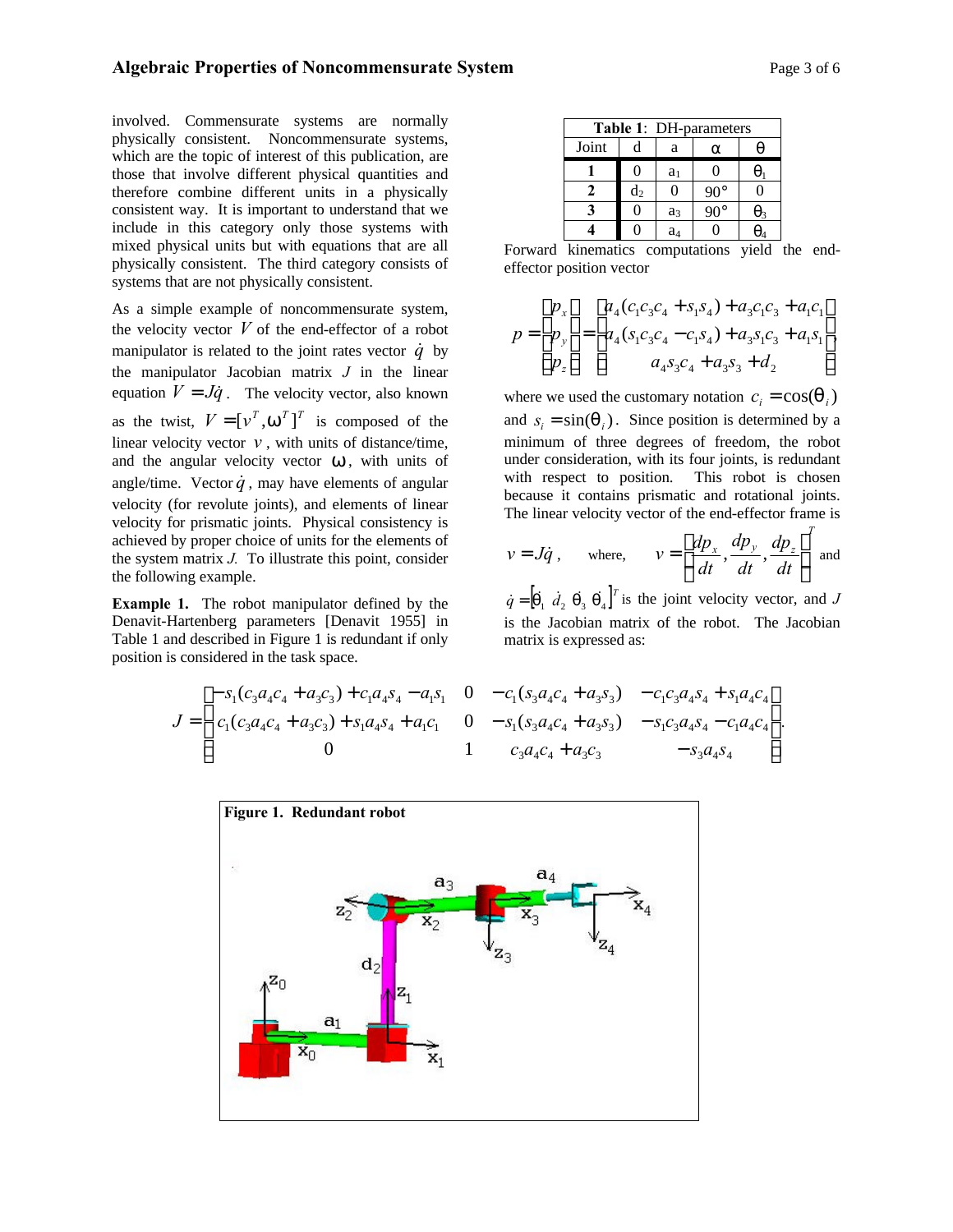involved. Commensurate systems are normally physically consistent. Noncommensurate systems, which are the topic of interest of this publication, are those that involve different physical quantities and therefore combine different units in a physically consistent way. It is important to understand that we include in this category only those systems with mixed physical units but with equations that are all physically consistent. The third category consists of systems that are not physically consistent.

As a simple example of noncommensurate system, the velocity vector $V$ of the end-effector of a robot manipulator is related to the joint rates vector $\dot{q}$ by the manipulator Jacobian matrix $J$ in the linear equation $V = J\dot{q}$. The velocity vector, also known as the twist, $V = [v^T, \omega^T]^T$ is composed of the linear velocity vector $v$, with units of distance/time, and the angular velocity vector $\omega$, with units of angle/time. Vector $\dot{q}$, may have elements of angular velocity (for revolute joints), and elements of linear velocity for prismatic joints. Physical consistency is achieved by proper choice of units for the elements of the system matrix $J$. To illustrate this point, consider the following example.

**Example 1.** The robot manipulator defined by the Denavit-Hartenberg parameters [Denavit 1955] in Table 1 and described in Figure 1 is redundant if only position is considered in the task space.

**Table 1**: DH-parameters

| Joint | d | a | α | θ |
|---|---|---|---|---|
| **1** | 0 | $a_1$ | 0 | $\theta_1$ |
| **2** | $d_2$ | 0 | 90° | 0 |
| **3** | 0 | $a_3$ | 90° | $\theta_3$ |
| **4** | 0 | $a_4$ | 0 | $\theta_4$ |

Forward kinematics computations yield the end-effector position vector

$$p = \begin{bmatrix} p_x \\ p_y \\ p_z \end{bmatrix} = \begin{bmatrix} a_4(c_1c_3c_4 + s_1s_4) + a_3c_1c_3 + a_1c_1 \\ a_4(s_1c_3c_4 - c_1s_4) + a_3s_1c_3 + a_1s_1 \\ a_4s_3c_4 + a_3s_3 + d_2 \end{bmatrix},$$

where we used the customary notation $c_i = \cos(\theta_i)$ and $s_i = \sin(\theta_i)$. Since position is determined by a minimum of three degrees of freedom, the robot under consideration, with its four joints, is redundant with respect to position. This robot is chosen because it contains prismatic and rotational joints. The linear velocity vector of the end-effector frame is

$$v = J\dot{q}\,, \quad \text{where,} \quad v = \left[\frac{dp_x}{dt}, \frac{dp_y}{dt}, \frac{dp_z}{dt}\right]^T \text{ and}$$

$\dot{q} = [\dot{\theta}_1 \ \dot{d}_2 \ \dot{\theta}_3 \ \dot{\theta}_4]^T$ is the joint velocity vector, and $J$ is the Jacobian matrix of the robot. The Jacobian matrix is expressed as:

$$J = \begin{bmatrix} -s_1(c_3a_4c_4 + a_3c_3) + c_1a_4s_4 - a_1s_1 & 0 & -c_1(s_3a_4c_4 + a_3s_3) & -c_1c_3a_4s_4 + s_1a_4c_4 \\ c_1(c_3a_4c_4 + a_3c_3) + s_1a_4s_4 + a_1c_1 & 0 & -s_1(s_3a_4c_4 + a_3s_3) & -s_1c_3a_4s_4 - c_1a_4c_4 \\ 0 & 1 & c_3a_4c_4 + a_3c_3 & -s_3a_4s_4 \end{bmatrix}.$$

**Figure 1. Redundant robot**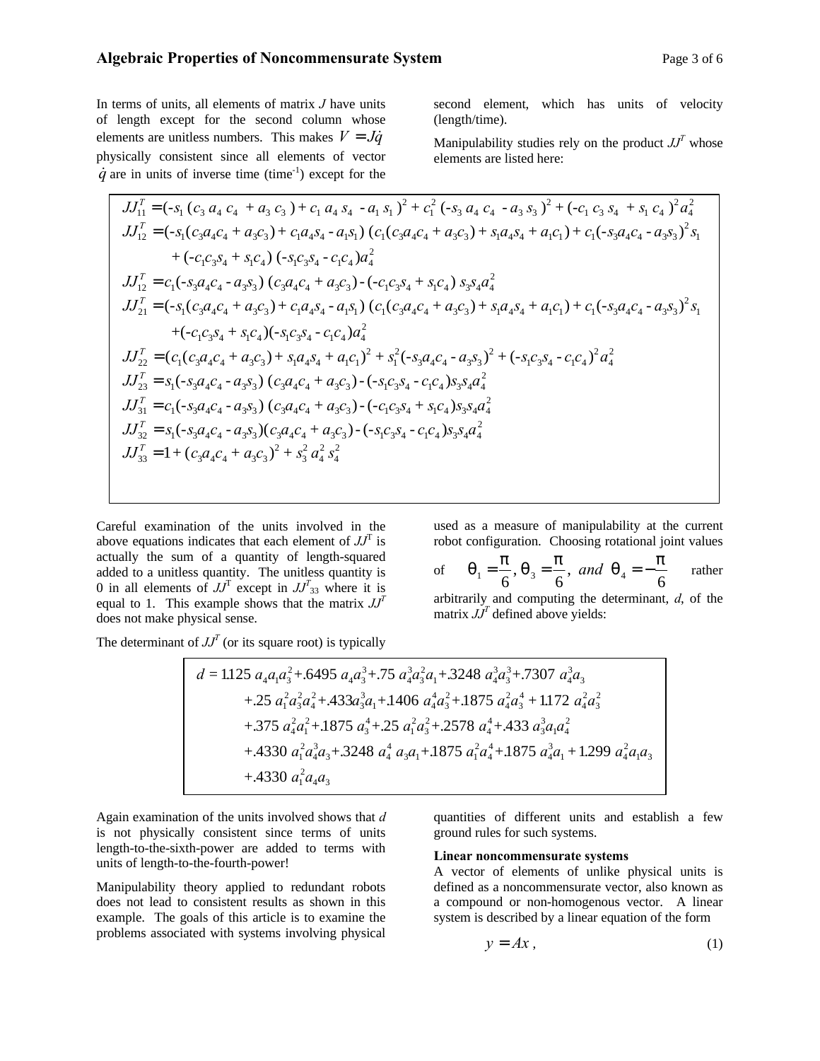In terms of units, all elements of matrix $J$ have units of length except for the second column whose elements are unitless numbers. This makes $V = J\dot{q}$ physically consistent since all elements of vector $\dot{q}$ are in units of inverse time (time$^{-1}$) except for the second element, which has units of velocity (length/time).

Manipulability studies rely on the product $JJ^T$ whose elements are listed here:

$$
\begin{aligned}
JJ^T_{11} &= (-s_1(c_3 a_4 c_4 + a_3 c_3) + c_1 a_4 s_4 - a_1 s_1)^2 + c_1^2(-s_3 a_4 c_4 - a_3 s_3)^2 + (-c_1 c_3 s_4 + s_1 c_4)^2 a_4^2 \\
JJ^T_{12} &= (-s_1(c_3 a_4 c_4 + a_3 c_3) + c_1 a_4 s_4 - a_1 s_1)(c_1(c_3 a_4 c_4 + a_3 c_3) + s_1 a_4 s_4 + a_1 c_1) + c_1(-s_3 a_4 c_4 - a_3 s_3)^2 s_1 \\
&\quad + (-c_1 c_3 s_4 + s_1 c_4)(-s_1 c_3 s_4 - c_1 c_4) a_4^2 \\
JJ^T_{12} &= c_1(-s_3 a_4 c_4 - a_3 s_3)(c_3 a_4 c_4 + a_3 c_3) - (-c_1 c_3 s_4 + s_1 c_4) s_3 s_4 a_4^2 \\
JJ^T_{21} &= (-s_1(c_3 a_4 c_4 + a_3 c_3) + c_1 a_4 s_4 - a_1 s_1)(c_1(c_3 a_4 c_4 + a_3 c_3) + s_1 a_4 s_4 + a_1 c_1) + c_1(-s_3 a_4 c_4 - a_3 s_3)^2 s_1 \\
&\quad + (-c_1 c_3 s_4 + s_1 c_4)(-s_1 c_3 s_4 - c_1 c_4) a_4^2 \\
JJ^T_{22} &= (c_1(c_3 a_4 c_4 + a_3 c_3) + s_1 a_4 s_4 + a_1 c_1)^2 + s_1^2(-s_3 a_4 c_4 - a_3 s_3)^2 + (-s_1 c_3 s_4 - c_1 c_4)^2 a_4^2 \\
JJ^T_{23} &= s_1(-s_3 a_4 c_4 - a_3 s_3)(c_3 a_4 c_4 + a_3 c_3) - (-s_1 c_3 s_4 - c_1 c_4) s_3 s_4 a_4^2 \\
JJ^T_{31} &= c_1(-s_3 a_4 c_4 - a_3 s_3)(c_3 a_4 c_4 + a_3 c_3) - (-c_1 c_3 s_4 + s_1 c_4) s_3 s_4 a_4^2 \\
JJ^T_{32} &= s_1(-s_3 a_4 c_4 - a_3 s_3)(c_3 a_4 c_4 + a_3 c_3) - (-s_1 c_3 s_4 - c_1 c_4) s_3 s_4 a_4^2 \\
JJ^T_{33} &= 1 + (c_3 a_4 c_4 + a_3 c_3)^2 + s_3^2 a_4^2 s_4^2
\end{aligned}
$$

Careful examination of the units involved in the above equations indicates that each element of $JJ^T$ is actually the sum of a quantity of length-squared added to a unitless quantity. The unitless quantity is 0 in all elements of $JJ^T$ except in $JJ^T_{33}$ where it is equal to 1. This example shows that the matrix $JJ^T$ does not make physical sense.

The determinant of $JJ^T$ (or its square root) is typically used as a measure of manipulability at the current robot configuration. Choosing rotational joint values of $\theta_1 = \frac{\pi}{6}, \theta_3 = \frac{\pi}{6}, \text{ and } \theta_4 = -\frac{\pi}{6}$ rather arbitrarily and computing the determinant, $d$, of the matrix $JJ^T$ defined above yields:

$$
\begin{aligned}
d = {} & 1.125\, a_4 a_1 a_3^2 + .6495\, a_4 a_3^3 + .75\, a_4^3 a_3^2 a_1 + .3248\, a_4^3 a_3^3 + .7307\, a_4^3 a_3 \\
& + .25\, a_1^2 a_3^2 a_4^2 + .433 a_3^3 a_1 + .1406\, a_4^4 a_3^2 + .1875\, a_4^2 a_3^4 + 1.172\, a_4^2 a_3^2 \\
& + .375\, a_4^2 a_1^2 + .1875\, a_3^4 + .25\, a_1^2 a_3^2 + .2578\, a_4^4 + .433\, a_3^3 a_1 a_4^2 \\
& + .4330\, a_1^2 a_4^3 a_3 + .3248\, a_4^4\, a_3 a_1 + .1875\, a_1^2 a_4^4 + .1875\, a_4^3 a_1 + 1.299\, a_4^2 a_1 a_3 \\
& + .4330\, a_1^2 a_4 a_3
\end{aligned}
$$

Again examination of the units involved shows that $d$ is not physically consistent since terms of units length-to-the-sixth-power are added to terms with units of length-to-the-fourth-power!

Manipulability theory applied to redundant robots does not lead to consistent results as shown in this example. The goals of this article is to examine the problems associated with systems involving physical quantities of different units and establish a few ground rules for such systems.

**Linear noncommensurate systems**

A vector of elements of unlike physical units is defined as a noncommensurate vector, also known as a compound or non-homogenous vector. A linear system is described by a linear equation of the form

$$y = Ax\,, \tag{1}$$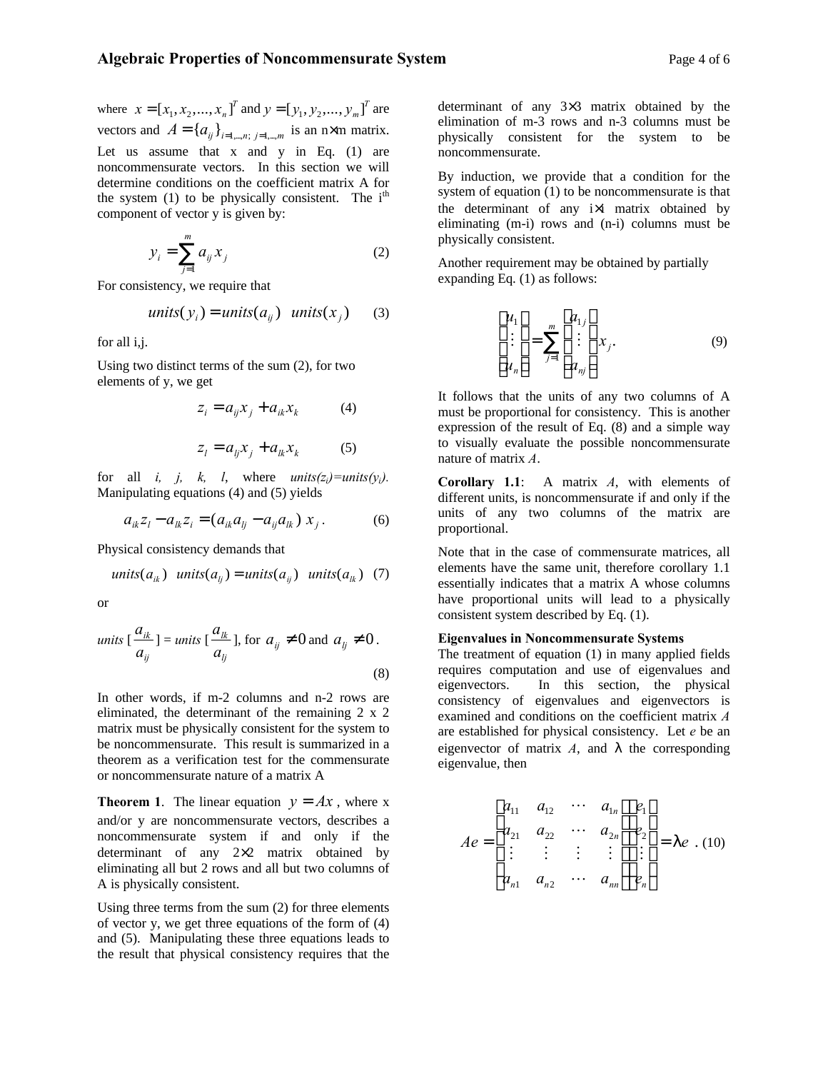where $x = [x_1, x_2, ..., x_n]^T$ and $y = [y_1, y_2, ..., y_m]^T$ are vectors and $A = \{a_{ij}\}_{i=1,...,n;\ j=1,...,m}$ is an n×m matrix. Let us assume that x and y in Eq. (1) are noncommensurate vectors. In this section we will determine conditions on the coefficient matrix A for the system (1) to be physically consistent. The $i^{th}$ component of vector y is given by:

$$y_i = \sum_{j=1}^{m} a_{ij} x_j \tag{2}$$

For consistency, we require that

$$units(y_i) = units(a_{ij}) \quad units(x_j) \tag{3}$$

for all i,j.

Using two distinct terms of the sum (2), for two elements of y, we get

$$z_i = a_{ij} x_j + a_{ik} x_k \tag{4}$$

$$z_l = a_{lj} x_j + a_{lk} x_k \tag{5}$$

for all *i, j, k, l*, where *units($z_i$)=units($y_i$).* Manipulating equations (4) and (5) yields

$$a_{ik} z_l - a_{lk} z_i = (a_{ik} a_{lj} - a_{ij} a_{lk})\ x_j\,. \tag{6}$$

Physical consistency demands that

$$units(a_{ik}) \quad units(a_{lj}) = units(a_{ij}) \quad units(a_{lk}) \tag{7}$$

or

$$units\ [\frac{a_{ik}}{a_{ij}}] = units\ [\frac{a_{lk}}{a_{lj}}], \text{ for } a_{ij} \neq 0 \text{ and } a_{lj} \neq 0\,. \tag{8}$$

In other words, if m-2 columns and n-2 rows are eliminated, the determinant of the remaining 2 x 2 matrix must be physically consistent for the system to be noncommensurate. This result is summarized in a theorem as a verification test for the commensurate or noncommensurate nature of a matrix A

**Theorem 1**. The linear equation $y = Ax$, where x and/or y are noncommensurate vectors, describes a noncommensurate system if and only if the determinant of any 2×2 matrix obtained by eliminating all but 2 rows and all but two columns of A is physically consistent.

Using three terms from the sum (2) for three elements of vector y, we get three equations of the form of (4) and (5). Manipulating these three equations leads to the result that physical consistency requires that the determinant of any 3×3 matrix obtained by the elimination of m-3 rows and n-3 columns must be physically consistent for the system to be noncommensurate.

By induction, we provide that a condition for the system of equation (1) to be noncommensurate is that the determinant of any i×i matrix obtained by eliminating (m-i) rows and (n-i) columns must be physically consistent.

Another requirement may be obtained by partially expanding Eq. (1) as follows:

$$\begin{bmatrix} u_1 \\ \vdots \\ u_n \end{bmatrix} = \sum_{j=1}^{m} \begin{bmatrix} a_{1j} \\ \vdots \\ a_{nj} \end{bmatrix} x_j\,. \tag{9}$$

It follows that the units of any two columns of A must be proportional for consistency. This is another expression of the result of Eq. (8) and a simple way to visually evaluate the possible noncommensurate nature of matrix *A*.

**Corollary 1.1**: A matrix *A*, with elements of different units, is noncommensurate if and only if the units of any two columns of the matrix are proportional.

Note that in the case of commensurate matrices, all elements have the same unit, therefore corollary 1.1 essentially indicates that a matrix A whose columns have proportional units will lead to a physically consistent system described by Eq. (1).

**Eigenvalues in Noncommensurate Systems**

The treatment of equation (1) in many applied fields requires computation and use of eigenvalues and eigenvectors. In this section, the physical consistency of eigenvalues and eigenvectors is examined and conditions on the coefficient matrix *A* are established for physical consistency. Let *e* be an eigenvector of matrix *A*, and λ the corresponding eigenvalue, then

$$Ae = \begin{bmatrix} a_{11} & a_{12} & \cdots & a_{1n} \\ a_{21} & a_{22} & \cdots & a_{2n} \\ \vdots & \vdots & \vdots & \vdots \\ a_{n1} & a_{n2} & \cdots & a_{nn} \end{bmatrix} \begin{bmatrix} e_1 \\ e_2 \\ \vdots \\ e_n \end{bmatrix} = \lambda e\,. \tag{10}$$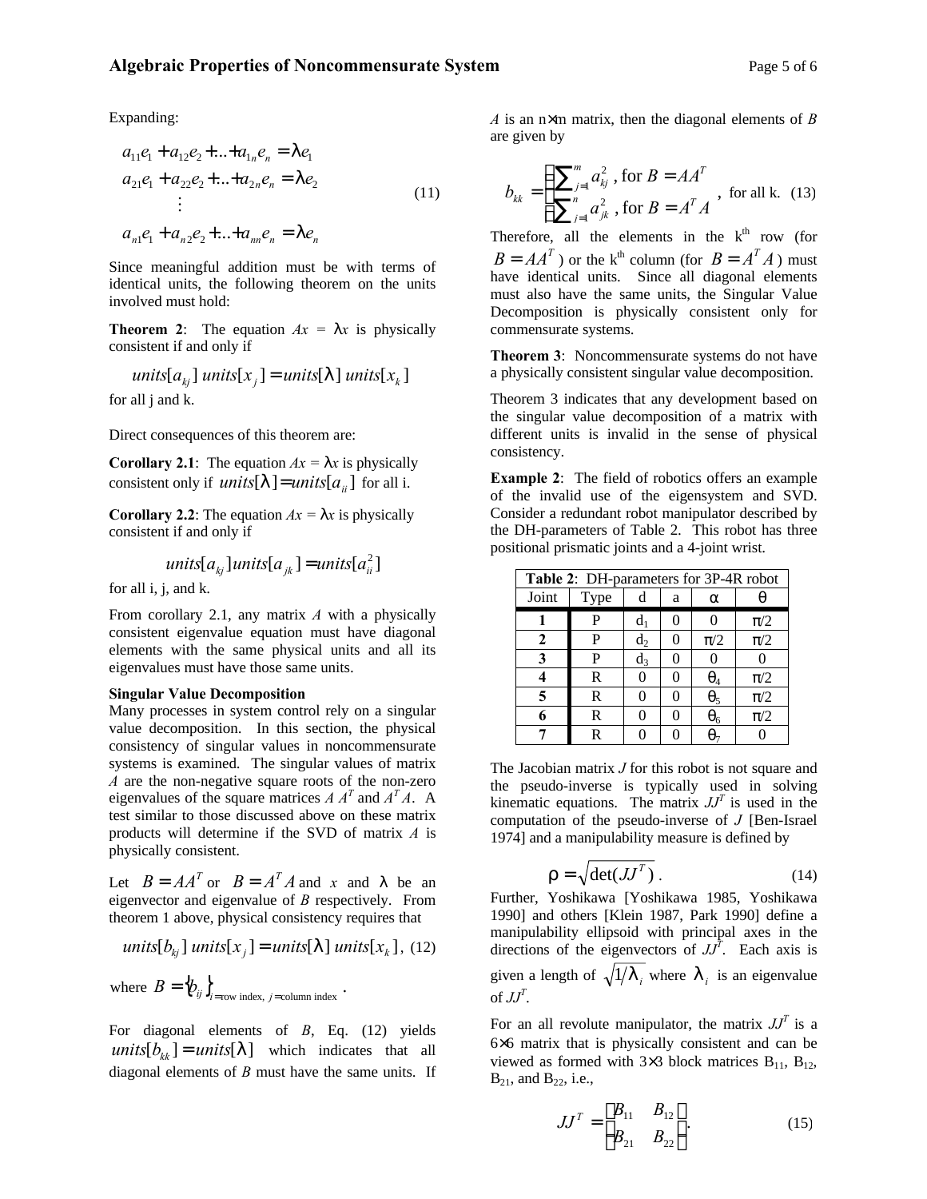Expanding:

$$
\begin{aligned}
a_{11}e_1 + a_{12}e_2 + \ldots + a_{1n}e_n &= \lambda e_1 \\
a_{21}e_1 + a_{22}e_2 + \ldots + a_{2n}e_n &= \lambda e_2 \\
&\vdots \\
a_{n1}e_1 + a_{n2}e_2 + \ldots + a_{nn}e_n &= \lambda e_n
\end{aligned}
\tag{11}
$$

Since meaningful addition must be with terms of identical units, the following theorem on the units involved must hold:

**Theorem 2**: The equation $Ax = \lambda x$ is physically consistent if and only if

$$units[a_{kj}]\, units[x_j] = units[\lambda]\, units[x_k]$$

for all j and k.

Direct consequences of this theorem are:

**Corollary 2.1**: The equation $Ax = \lambda x$ is physically consistent only if $units[\lambda] = units[a_{ii}]$ for all i.

**Corollary 2.2**: The equation $Ax = \lambda x$ is physically consistent if and only if

$$units[a_{kj}]units[a_{jk}] = units[a_{ii}^2]$$

for all i, j, and k.

From corollary 2.1, any matrix $A$ with a physically consistent eigenvalue equation must have diagonal elements with the same physical units and all its eigenvalues must have those same units.

**Singular Value Decomposition**

Many processes in system control rely on a singular value decomposition. In this section, the physical consistency of singular values in noncommensurate systems is examined. The singular values of matrix $A$ are the non-negative square roots of the non-zero eigenvalues of the square matrices $A\,A^T$ and $A^T A$. A test similar to those discussed above on these matrix products will determine if the SVD of matrix $A$ is physically consistent.

Let $B = AA^T$ or $B = A^T A$ and $x$ and $\lambda$ be an eigenvector and eigenvalue of $B$ respectively. From theorem 1 above, physical consistency requires that

$$units[b_{kj}]\, units[x_j] = units[\lambda]\, units[x_k], \tag{12}$$

where $B = \{b_{ij}\}_{i=\text{row index},\ j=\text{column index}}$.

For diagonal elements of $B$, Eq. (12) yields $units[b_{kk}] = units[\lambda]$ which indicates that all diagonal elements of $B$ must have the same units. If $A$ is an n×m matrix, then the diagonal elements of $B$ are given by

$$b_{kk} = \begin{cases} \sum_{j=1}^{m} a_{kj}^2, \text{ for } B = AA^T \\ \sum_{j=1}^{n} a_{jk}^2, \text{ for } B = A^T A \end{cases}, \text{ for all k.} \tag{13}$$

Therefore, all the elements in the k[th] row (for $B = AA^T$) or the k[th] column (for $B = A^T A$) must have identical units. Since all diagonal elements must also have the same units, the Singular Value Decomposition is physically consistent only for commensurate systems.

**Theorem 3**: Noncommensurate systems do not have a physically consistent singular value decomposition.

Theorem 3 indicates that any development based on the singular value decomposition of a matrix with different units is invalid in the sense of physical consistency.

**Example 2**: The field of robotics offers an example of the invalid use of the eigensystem and SVD. Consider a redundant robot manipulator described by the DH-parameters of Table 2. This robot has three positional prismatic joints and a 4-joint wrist.

**Table 2**: DH-parameters for 3P-4R robot

| Joint | Type | d | a | α | θ |
|---|---|---|---|---|---|
| **1** | P | $d_1$ | 0 | 0 | π/2 |
| **2** | P | $d_2$ | 0 | π/2 | π/2 |
| **3** | P | $d_3$ | 0 | 0 | 0 |
| **4** | R | 0 | 0 | $\theta_4$ | π/2 |
| **5** | R | 0 | 0 | $\theta_5$ | π/2 |
| **6** | R | 0 | 0 | $\theta_6$ | π/2 |
| **7** | R | 0 | 0 | $\theta_7$ | 0 |

The Jacobian matrix $J$ for this robot is not square and the pseudo-inverse is typically used in solving kinematic equations. The matrix $JJ^T$ is used in the computation of the pseudo-inverse of $J$ [Ben-Israel 1974] and a manipulability measure is defined by

$$\rho = \sqrt{\det(JJ^T)}\,. \tag{14}$$

Further, Yoshikawa [Yoshikawa 1985, Yoshikawa 1990] and others [Klein 1987, Park 1990] define a manipulability ellipsoid with principal axes in the directions of the eigenvectors of $JJ^T$. Each axis is given a length of $\sqrt{1/\lambda_i}$ where $\lambda_i$ is an eigenvalue of $JJ^T$.

For an all revolute manipulator, the matrix $JJ^T$ is a 6×6 matrix that is physically consistent and can be viewed as formed with 3×3 block matrices $B_{11}$, $B_{12}$, $B_{21}$, and $B_{22}$, i.e.,

$$JJ^T = \begin{bmatrix} B_{11} & B_{12} \\ B_{21} & B_{22} \end{bmatrix}. \tag{15}$$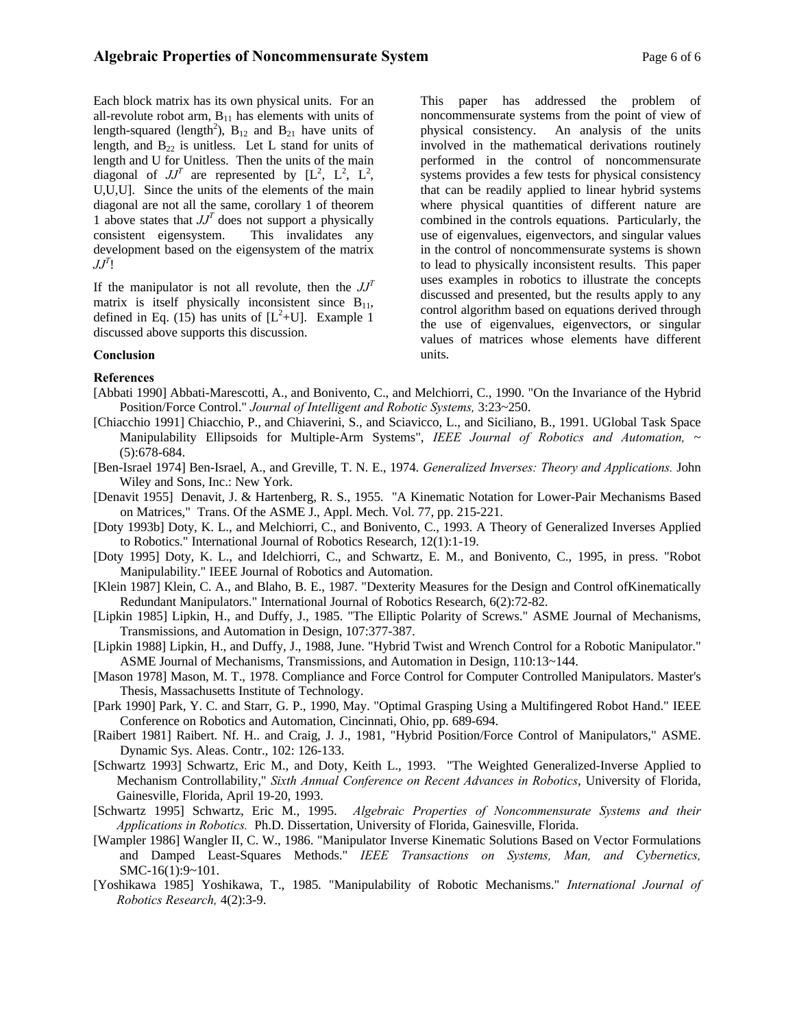Each block matrix has its own physical units. For an all-revolute robot arm, $B_{11}$ has elements with units of length-squared (length$^2$), $B_{12}$ and $B_{21}$ have units of length, and $B_{22}$ is unitless. Let L stand for units of length and U for Unitless. Then the units of the main diagonal of $JJ^T$ are represented by [$L^2$, $L^2$, $L^2$, U,U,U]. Since the units of the elements of the main diagonal are not all the same, corollary 1 of theorem 1 above states that $JJ^T$ does not support a physically consistent eigensystem. This invalidates any development based on the eigensystem of the matrix $JJ^T$!

If the manipulator is not all revolute, then the $JJ^T$ matrix is itself physically inconsistent since $B_{11}$, defined in Eq. (15) has units of [$L^2$+U]. Example 1 discussed above supports this discussion.

**Conclusion**

This paper has addressed the problem of noncommensurate systems from the point of view of physical consistency. An analysis of the units involved in the mathematical derivations routinely performed in the control of noncommensurate systems provides a few tests for physical consistency that can be readily applied to linear hybrid systems where physical quantities of different nature are combined in the controls equations. Particularly, the use of eigenvalues, eigenvectors, and singular values in the control of noncommensurate systems is shown to lead to physically inconsistent results. This paper uses examples in robotics to illustrate the concepts discussed and presented, but the results apply to any control algorithm based on equations derived through the use of eigenvalues, eigenvectors, or singular values of matrices whose elements have different units.

**References**

[Abbati 1990] Abbati-Marescotti, A., and Bonivento, C., and Melchiorri, C., 1990. "On the Invariance of the Hybrid Position/Force Control." *Journal of Intelligent and Robotic Systems,* 3:23~250.

[Chiacchio 1991] Chiacchio, P., and Chiaverini, S., and Sciavicco, L., and Siciliano, B., 1991. UGlobal Task Space Manipulability Ellipsoids for Multiple-Arm Systems", *IEEE Journal of Robotics and Automation,* ~ (5):678-684.

[Ben-Israel 1974] Ben-Israel, A., and Greville, T. N. E., 1974. *Generalized Inverses: Theory and Applications.* John Wiley and Sons, Inc.: New York.

[Denavit 1955] Denavit, J. & Hartenberg, R. S., 1955. "A Kinematic Notation for Lower-Pair Mechanisms Based on Matrices," Trans. Of the ASME J., Appl. Mech. Vol. 77, pp. 215-221.

[Doty 1993b] Doty, K. L., and Melchiorri, C., and Bonivento, C., 1993. A Theory of Generalized Inverses Applied to Robotics." International Journal of Robotics Research, 12(1):1-19.

[Doty 1995] Doty, K. L., and Idelchiorri, C., and Schwartz, E. M., and Bonivento, C., 1995, in press. "Robot Manipulability." IEEE Journal of Robotics and Automation.

[Klein 1987] Klein, C. A., and Blaho, B. E., 1987. "Dexterity Measures for the Design and Control ofKinematically Redundant Manipulators." International Journal of Robotics Research, 6(2):72-82.

[Lipkin 1985] Lipkin, H., and Duffy, J., 1985. "The Elliptic Polarity of Screws." ASME Journal of Mechanisms, Transmissions, and Automation in Design, 107:377-387.

[Lipkin 1988] Lipkin, H., and Duffy, J., 1988, June. "Hybrid Twist and Wrench Control for a Robotic Manipulator." ASME Journal of Mechanisms, Transmissions, and Automation in Design, 110:13~144.

[Mason 1978] Mason, M. T., 1978. Compliance and Force Control for Computer Controlled Manipulators. Master's Thesis, Massachusetts Institute of Technology.

[Park 1990] Park, Y. C. and Starr, G. P., 1990, May. "Optimal Grasping Using a Multifingered Robot Hand." IEEE Conference on Robotics and Automation, Cincinnati, Ohio, pp. 689-694.

[Raibert 1981] Raibert. Nf. H.. and Craig, J. J., 1981, "Hybrid Position/Force Control of Manipulators," ASME. Dynamic Sys. Aleas. Contr., 102: 126-133.

[Schwartz 1993] Schwartz, Eric M., and Doty, Keith L., 1993. "The Weighted Generalized-Inverse Applied to Mechanism Controllability," *Sixth Annual Conference on Recent Advances in Robotics*, University of Florida, Gainesville, Florida, April 19-20, 1993.

[Schwartz 1995] Schwartz, Eric M., 1995. *Algebraic Properties of Noncommensurate Systems and their Applications in Robotics.* Ph.D. Dissertation, University of Florida, Gainesville, Florida.

[Wampler 1986] Wangler II, C. W., 1986. "Manipulator Inverse Kinematic Solutions Based on Vector Formulations and Damped Least-Squares Methods." *IEEE Transactions on Systems, Man, and Cybernetics,* SMC-16(1):9~101.

[Yoshikawa 1985] Yoshikawa, T., 1985. "Manipulability of Robotic Mechanisms." *International Journal of Robotics Research,* 4(2):3-9.